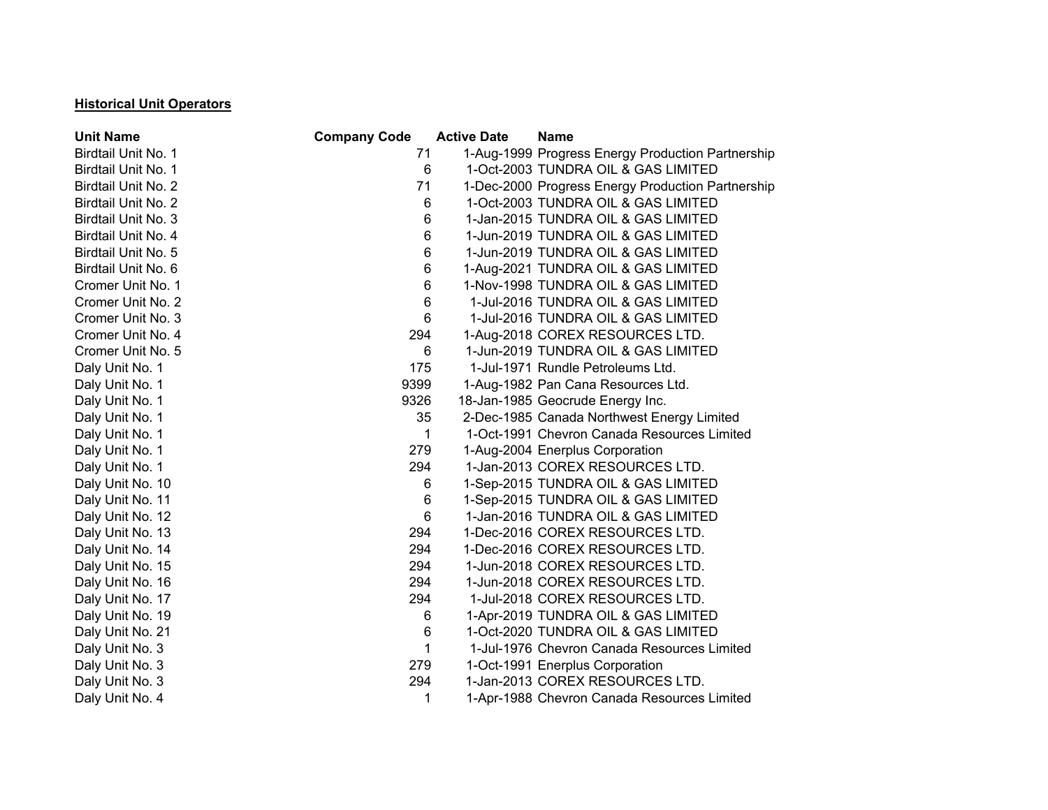**Historical Unit Operators**

| Unit Name | Company Code | Active Date | Name |
|---|---|---|---|
| Birdtail Unit No. 1 | 71 | 1-Aug-1999 | Progress Energy Production Partnership |
| Birdtail Unit No. 1 | 6 | 1-Oct-2003 | TUNDRA OIL & GAS LIMITED |
| Birdtail Unit No. 2 | 71 | 1-Dec-2000 | Progress Energy Production Partnership |
| Birdtail Unit No. 2 | 6 | 1-Oct-2003 | TUNDRA OIL & GAS LIMITED |
| Birdtail Unit No. 3 | 6 | 1-Jan-2015 | TUNDRA OIL & GAS LIMITED |
| Birdtail Unit No. 4 | 6 | 1-Jun-2019 | TUNDRA OIL & GAS LIMITED |
| Birdtail Unit No. 5 | 6 | 1-Jun-2019 | TUNDRA OIL & GAS LIMITED |
| Birdtail Unit No. 6 | 6 | 1-Aug-2021 | TUNDRA OIL & GAS LIMITED |
| Cromer Unit No. 1 | 6 | 1-Nov-1998 | TUNDRA OIL & GAS LIMITED |
| Cromer Unit No. 2 | 6 | 1-Jul-2016 | TUNDRA OIL & GAS LIMITED |
| Cromer Unit No. 3 | 6 | 1-Jul-2016 | TUNDRA OIL & GAS LIMITED |
| Cromer Unit No. 4 | 294 | 1-Aug-2018 | COREX RESOURCES LTD. |
| Cromer Unit No. 5 | 6 | 1-Jun-2019 | TUNDRA OIL & GAS LIMITED |
| Daly Unit No. 1 | 175 | 1-Jul-1971 | Rundle Petroleums Ltd. |
| Daly Unit No. 1 | 9399 | 1-Aug-1982 | Pan Cana Resources Ltd. |
| Daly Unit No. 1 | 9326 | 18-Jan-1985 | Geocrude Energy Inc. |
| Daly Unit No. 1 | 35 | 2-Dec-1985 | Canada Northwest Energy Limited |
| Daly Unit No. 1 | 1 | 1-Oct-1991 | Chevron Canada Resources Limited |
| Daly Unit No. 1 | 279 | 1-Aug-2004 | Enerplus Corporation |
| Daly Unit No. 1 | 294 | 1-Jan-2013 | COREX RESOURCES LTD. |
| Daly Unit No. 10 | 6 | 1-Sep-2015 | TUNDRA OIL & GAS LIMITED |
| Daly Unit No. 11 | 6 | 1-Sep-2015 | TUNDRA OIL & GAS LIMITED |
| Daly Unit No. 12 | 6 | 1-Jan-2016 | TUNDRA OIL & GAS LIMITED |
| Daly Unit No. 13 | 294 | 1-Dec-2016 | COREX RESOURCES LTD. |
| Daly Unit No. 14 | 294 | 1-Dec-2016 | COREX RESOURCES LTD. |
| Daly Unit No. 15 | 294 | 1-Jun-2018 | COREX RESOURCES LTD. |
| Daly Unit No. 16 | 294 | 1-Jun-2018 | COREX RESOURCES LTD. |
| Daly Unit No. 17 | 294 | 1-Jul-2018 | COREX RESOURCES LTD. |
| Daly Unit No. 19 | 6 | 1-Apr-2019 | TUNDRA OIL & GAS LIMITED |
| Daly Unit No. 21 | 6 | 1-Oct-2020 | TUNDRA OIL & GAS LIMITED |
| Daly Unit No. 3 | 1 | 1-Jul-1976 | Chevron Canada Resources Limited |
| Daly Unit No. 3 | 279 | 1-Oct-1991 | Enerplus Corporation |
| Daly Unit No. 3 | 294 | 1-Jan-2013 | COREX RESOURCES LTD. |
| Daly Unit No. 4 | 1 | 1-Apr-1988 | Chevron Canada Resources Limited |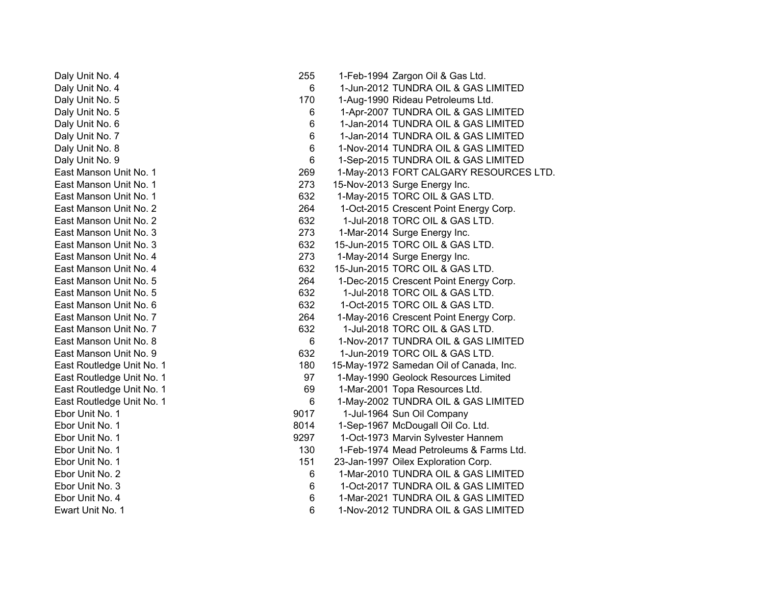| | | | |
|---|---|---|---|
| Daly Unit No. 4 | 255 | 1-Feb-1994 | Zargon Oil & Gas Ltd. |
| Daly Unit No. 4 | 6 | 1-Jun-2012 | TUNDRA OIL & GAS LIMITED |
| Daly Unit No. 5 | 170 | 1-Aug-1990 | Rideau Petroleums Ltd. |
| Daly Unit No. 5 | 6 | 1-Apr-2007 | TUNDRA OIL & GAS LIMITED |
| Daly Unit No. 6 | 6 | 1-Jan-2014 | TUNDRA OIL & GAS LIMITED |
| Daly Unit No. 7 | 6 | 1-Jan-2014 | TUNDRA OIL & GAS LIMITED |
| Daly Unit No. 8 | 6 | 1-Nov-2014 | TUNDRA OIL & GAS LIMITED |
| Daly Unit No. 9 | 6 | 1-Sep-2015 | TUNDRA OIL & GAS LIMITED |
| East Manson Unit No. 1 | 269 | 1-May-2013 | FORT CALGARY RESOURCES LTD. |
| East Manson Unit No. 1 | 273 | 15-Nov-2013 | Surge Energy Inc. |
| East Manson Unit No. 1 | 632 | 1-May-2015 | TORC OIL & GAS LTD. |
| East Manson Unit No. 2 | 264 | 1-Oct-2015 | Crescent Point Energy Corp. |
| East Manson Unit No. 2 | 632 | 1-Jul-2018 | TORC OIL & GAS LTD. |
| East Manson Unit No. 3 | 273 | 1-Mar-2014 | Surge Energy Inc. |
| East Manson Unit No. 3 | 632 | 15-Jun-2015 | TORC OIL & GAS LTD. |
| East Manson Unit No. 4 | 273 | 1-May-2014 | Surge Energy Inc. |
| East Manson Unit No. 4 | 632 | 15-Jun-2015 | TORC OIL & GAS LTD. |
| East Manson Unit No. 5 | 264 | 1-Dec-2015 | Crescent Point Energy Corp. |
| East Manson Unit No. 5 | 632 | 1-Jul-2018 | TORC OIL & GAS LTD. |
| East Manson Unit No. 6 | 632 | 1-Oct-2015 | TORC OIL & GAS LTD. |
| East Manson Unit No. 7 | 264 | 1-May-2016 | Crescent Point Energy Corp. |
| East Manson Unit No. 7 | 632 | 1-Jul-2018 | TORC OIL & GAS LTD. |
| East Manson Unit No. 8 | 6 | 1-Nov-2017 | TUNDRA OIL & GAS LIMITED |
| East Manson Unit No. 9 | 632 | 1-Jun-2019 | TORC OIL & GAS LTD. |
| East Routledge Unit No. 1 | 180 | 15-May-1972 | Samedan Oil of Canada, Inc. |
| East Routledge Unit No. 1 | 97 | 1-May-1990 | Geolock Resources Limited |
| East Routledge Unit No. 1 | 69 | 1-Mar-2001 | Topa Resources Ltd. |
| East Routledge Unit No. 1 | 6 | 1-May-2002 | TUNDRA OIL & GAS LIMITED |
| Ebor Unit No. 1 | 9017 | 1-Jul-1964 | Sun Oil Company |
| Ebor Unit No. 1 | 8014 | 1-Sep-1967 | McDougall Oil Co. Ltd. |
| Ebor Unit No. 1 | 9297 | 1-Oct-1973 | Marvin Sylvester Hannem |
| Ebor Unit No. 1 | 130 | 1-Feb-1974 | Mead Petroleums & Farms Ltd. |
| Ebor Unit No. 1 | 151 | 23-Jan-1997 | Oilex Exploration Corp. |
| Ebor Unit No. 2 | 6 | 1-Mar-2010 | TUNDRA OIL & GAS LIMITED |
| Ebor Unit No. 3 | 6 | 1-Oct-2017 | TUNDRA OIL & GAS LIMITED |
| Ebor Unit No. 4 | 6 | 1-Mar-2021 | TUNDRA OIL & GAS LIMITED |
| Ewart Unit No. 1 | 6 | 1-Nov-2012 | TUNDRA OIL & GAS LIMITED |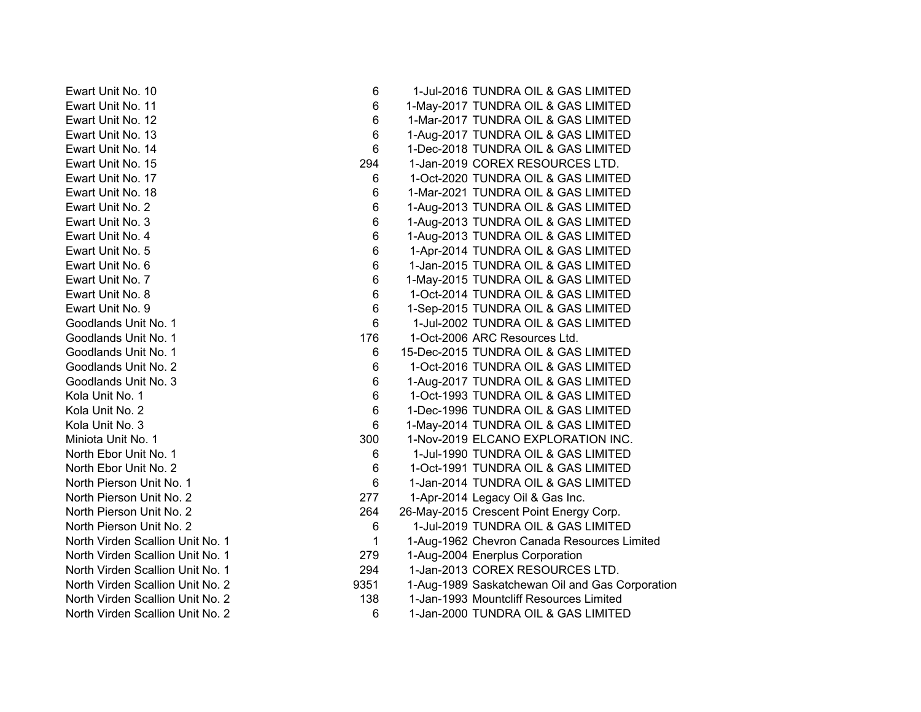| | | | |
|---|---|---|---|
| Ewart Unit No. 10 | 6 | 1-Jul-2016 | TUNDRA OIL & GAS LIMITED |
| Ewart Unit No. 11 | 6 | 1-May-2017 | TUNDRA OIL & GAS LIMITED |
| Ewart Unit No. 12 | 6 | 1-Mar-2017 | TUNDRA OIL & GAS LIMITED |
| Ewart Unit No. 13 | 6 | 1-Aug-2017 | TUNDRA OIL & GAS LIMITED |
| Ewart Unit No. 14 | 6 | 1-Dec-2018 | TUNDRA OIL & GAS LIMITED |
| Ewart Unit No. 15 | 294 | 1-Jan-2019 | COREX RESOURCES LTD. |
| Ewart Unit No. 17 | 6 | 1-Oct-2020 | TUNDRA OIL & GAS LIMITED |
| Ewart Unit No. 18 | 6 | 1-Mar-2021 | TUNDRA OIL & GAS LIMITED |
| Ewart Unit No. 2 | 6 | 1-Aug-2013 | TUNDRA OIL & GAS LIMITED |
| Ewart Unit No. 3 | 6 | 1-Aug-2013 | TUNDRA OIL & GAS LIMITED |
| Ewart Unit No. 4 | 6 | 1-Aug-2013 | TUNDRA OIL & GAS LIMITED |
| Ewart Unit No. 5 | 6 | 1-Apr-2014 | TUNDRA OIL & GAS LIMITED |
| Ewart Unit No. 6 | 6 | 1-Jan-2015 | TUNDRA OIL & GAS LIMITED |
| Ewart Unit No. 7 | 6 | 1-May-2015 | TUNDRA OIL & GAS LIMITED |
| Ewart Unit No. 8 | 6 | 1-Oct-2014 | TUNDRA OIL & GAS LIMITED |
| Ewart Unit No. 9 | 6 | 1-Sep-2015 | TUNDRA OIL & GAS LIMITED |
| Goodlands Unit No. 1 | 6 | 1-Jul-2002 | TUNDRA OIL & GAS LIMITED |
| Goodlands Unit No. 1 | 176 | 1-Oct-2006 | ARC Resources Ltd. |
| Goodlands Unit No. 1 | 6 | 15-Dec-2015 | TUNDRA OIL & GAS LIMITED |
| Goodlands Unit No. 2 | 6 | 1-Oct-2016 | TUNDRA OIL & GAS LIMITED |
| Goodlands Unit No. 3 | 6 | 1-Aug-2017 | TUNDRA OIL & GAS LIMITED |
| Kola Unit No. 1 | 6 | 1-Oct-1993 | TUNDRA OIL & GAS LIMITED |
| Kola Unit No. 2 | 6 | 1-Dec-1996 | TUNDRA OIL & GAS LIMITED |
| Kola Unit No. 3 | 6 | 1-May-2014 | TUNDRA OIL & GAS LIMITED |
| Miniota Unit No. 1 | 300 | 1-Nov-2019 | ELCANO EXPLORATION INC. |
| North Ebor Unit No. 1 | 6 | 1-Jul-1990 | TUNDRA OIL & GAS LIMITED |
| North Ebor Unit No. 2 | 6 | 1-Oct-1991 | TUNDRA OIL & GAS LIMITED |
| North Pierson Unit No. 1 | 6 | 1-Jan-2014 | TUNDRA OIL & GAS LIMITED |
| North Pierson Unit No. 2 | 277 | 1-Apr-2014 | Legacy Oil & Gas Inc. |
| North Pierson Unit No. 2 | 264 | 26-May-2015 | Crescent Point Energy Corp. |
| North Pierson Unit No. 2 | 6 | 1-Jul-2019 | TUNDRA OIL & GAS LIMITED |
| North Virden Scallion Unit No. 1 | 1 | 1-Aug-1962 | Chevron Canada Resources Limited |
| North Virden Scallion Unit No. 1 | 279 | 1-Aug-2004 | Enerplus Corporation |
| North Virden Scallion Unit No. 1 | 294 | 1-Jan-2013 | COREX RESOURCES LTD. |
| North Virden Scallion Unit No. 2 | 9351 | 1-Aug-1989 | Saskatchewan Oil and Gas Corporation |
| North Virden Scallion Unit No. 2 | 138 | 1-Jan-1993 | Mountcliff Resources Limited |
| North Virden Scallion Unit No. 2 | 6 | 1-Jan-2000 | TUNDRA OIL & GAS LIMITED |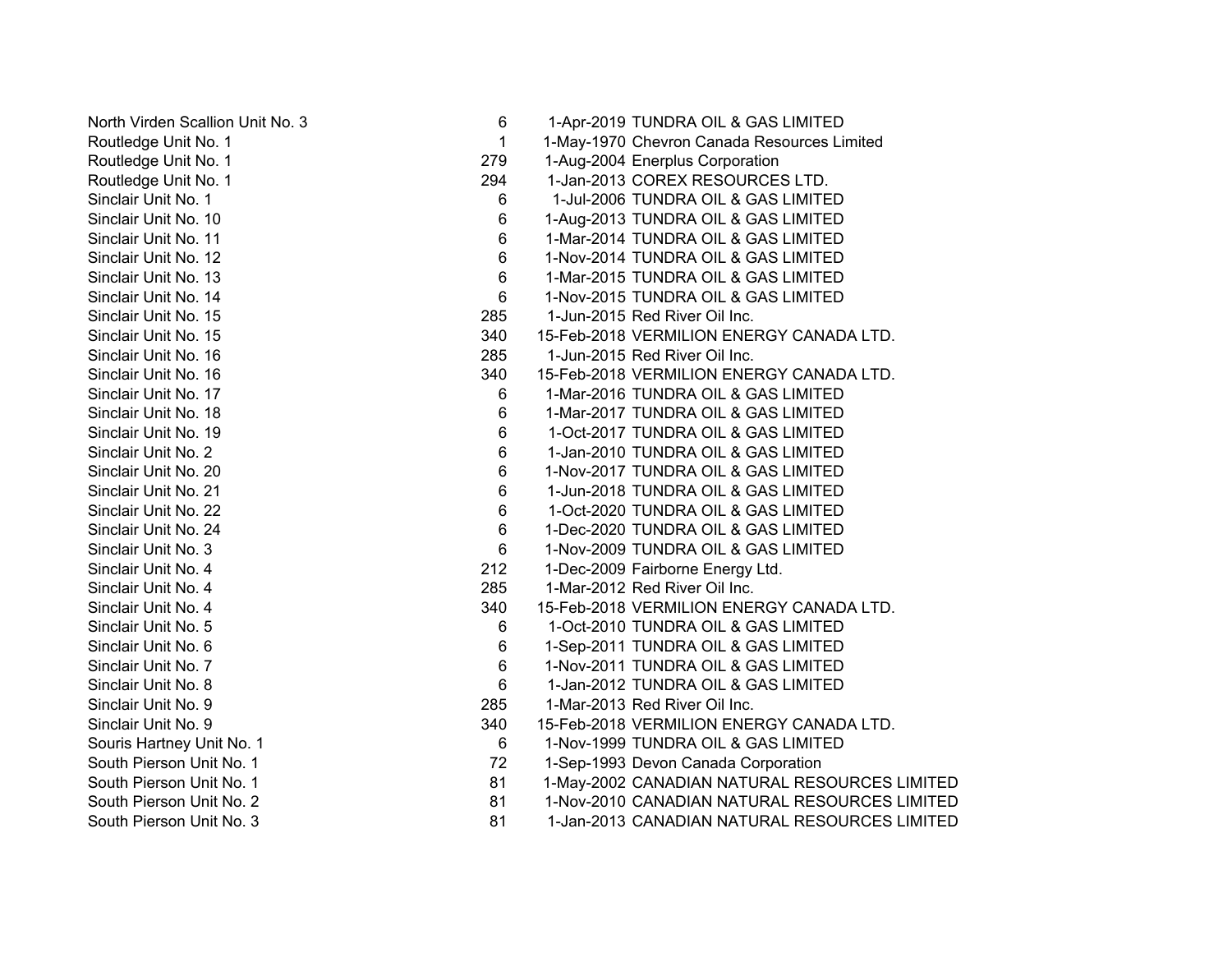| | | | |
|---|---|---|---|
| North Virden Scallion Unit No. 3 | 6 | 1-Apr-2019 | TUNDRA OIL & GAS LIMITED |
| Routledge Unit No. 1 | 1 | 1-May-1970 | Chevron Canada Resources Limited |
| Routledge Unit No. 1 | 279 | 1-Aug-2004 | Enerplus Corporation |
| Routledge Unit No. 1 | 294 | 1-Jan-2013 | COREX RESOURCES LTD. |
| Sinclair Unit No. 1 | 6 | 1-Jul-2006 | TUNDRA OIL & GAS LIMITED |
| Sinclair Unit No. 10 | 6 | 1-Aug-2013 | TUNDRA OIL & GAS LIMITED |
| Sinclair Unit No. 11 | 6 | 1-Mar-2014 | TUNDRA OIL & GAS LIMITED |
| Sinclair Unit No. 12 | 6 | 1-Nov-2014 | TUNDRA OIL & GAS LIMITED |
| Sinclair Unit No. 13 | 6 | 1-Mar-2015 | TUNDRA OIL & GAS LIMITED |
| Sinclair Unit No. 14 | 6 | 1-Nov-2015 | TUNDRA OIL & GAS LIMITED |
| Sinclair Unit No. 15 | 285 | 1-Jun-2015 | Red River Oil Inc. |
| Sinclair Unit No. 15 | 340 | 15-Feb-2018 | VERMILION ENERGY CANADA LTD. |
| Sinclair Unit No. 16 | 285 | 1-Jun-2015 | Red River Oil Inc. |
| Sinclair Unit No. 16 | 340 | 15-Feb-2018 | VERMILION ENERGY CANADA LTD. |
| Sinclair Unit No. 17 | 6 | 1-Mar-2016 | TUNDRA OIL & GAS LIMITED |
| Sinclair Unit No. 18 | 6 | 1-Mar-2017 | TUNDRA OIL & GAS LIMITED |
| Sinclair Unit No. 19 | 6 | 1-Oct-2017 | TUNDRA OIL & GAS LIMITED |
| Sinclair Unit No. 2 | 6 | 1-Jan-2010 | TUNDRA OIL & GAS LIMITED |
| Sinclair Unit No. 20 | 6 | 1-Nov-2017 | TUNDRA OIL & GAS LIMITED |
| Sinclair Unit No. 21 | 6 | 1-Jun-2018 | TUNDRA OIL & GAS LIMITED |
| Sinclair Unit No. 22 | 6 | 1-Oct-2020 | TUNDRA OIL & GAS LIMITED |
| Sinclair Unit No. 24 | 6 | 1-Dec-2020 | TUNDRA OIL & GAS LIMITED |
| Sinclair Unit No. 3 | 6 | 1-Nov-2009 | TUNDRA OIL & GAS LIMITED |
| Sinclair Unit No. 4 | 212 | 1-Dec-2009 | Fairborne Energy Ltd. |
| Sinclair Unit No. 4 | 285 | 1-Mar-2012 | Red River Oil Inc. |
| Sinclair Unit No. 4 | 340 | 15-Feb-2018 | VERMILION ENERGY CANADA LTD. |
| Sinclair Unit No. 5 | 6 | 1-Oct-2010 | TUNDRA OIL & GAS LIMITED |
| Sinclair Unit No. 6 | 6 | 1-Sep-2011 | TUNDRA OIL & GAS LIMITED |
| Sinclair Unit No. 7 | 6 | 1-Nov-2011 | TUNDRA OIL & GAS LIMITED |
| Sinclair Unit No. 8 | 6 | 1-Jan-2012 | TUNDRA OIL & GAS LIMITED |
| Sinclair Unit No. 9 | 285 | 1-Mar-2013 | Red River Oil Inc. |
| Sinclair Unit No. 9 | 340 | 15-Feb-2018 | VERMILION ENERGY CANADA LTD. |
| Souris Hartney Unit No. 1 | 6 | 1-Nov-1999 | TUNDRA OIL & GAS LIMITED |
| South Pierson Unit No. 1 | 72 | 1-Sep-1993 | Devon Canada Corporation |
| South Pierson Unit No. 1 | 81 | 1-May-2002 | CANADIAN NATURAL RESOURCES LIMITED |
| South Pierson Unit No. 2 | 81 | 1-Nov-2010 | CANADIAN NATURAL RESOURCES LIMITED |
| South Pierson Unit No. 3 | 81 | 1-Jan-2013 | CANADIAN NATURAL RESOURCES LIMITED |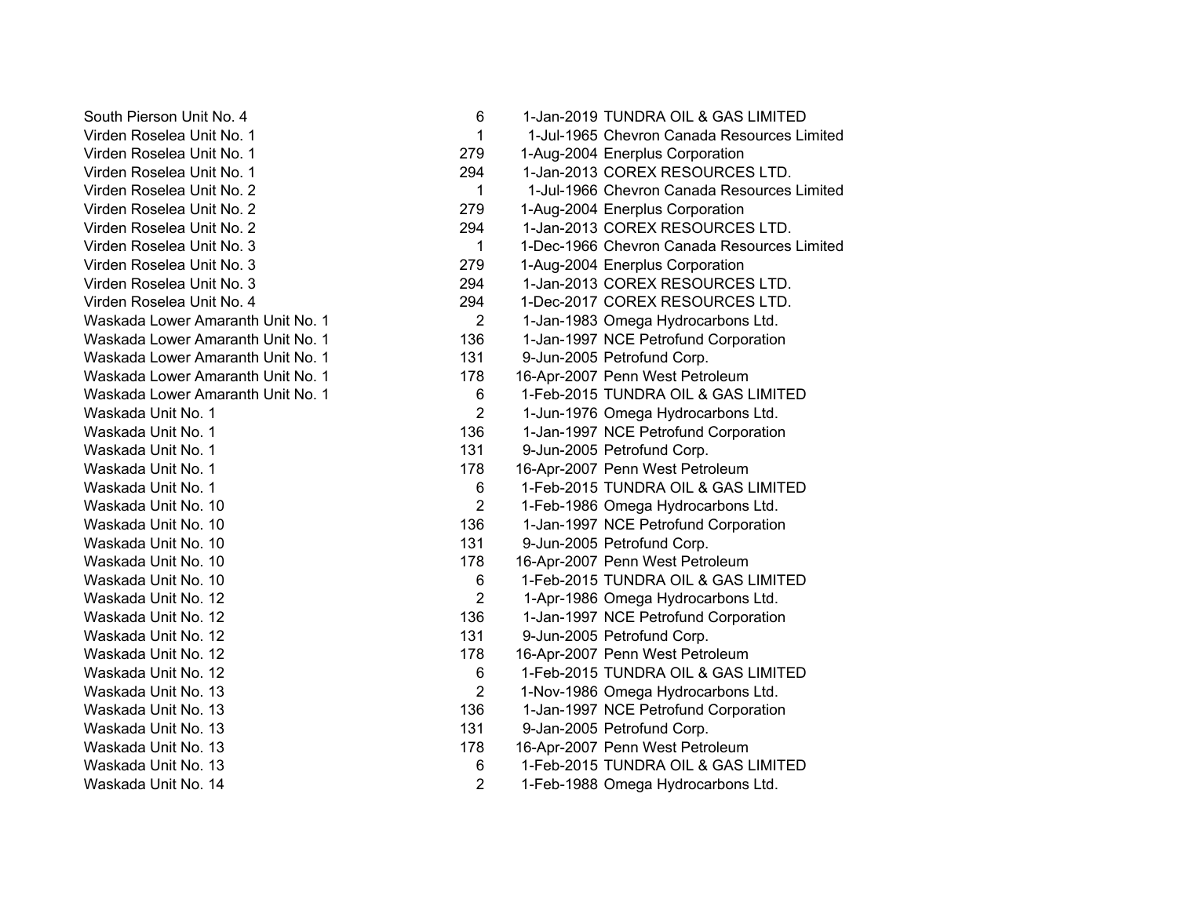| | | | |
|---|---|---|---|
| South Pierson Unit No. 4 | 6 | 1-Jan-2019 | TUNDRA OIL & GAS LIMITED |
| Virden Roselea Unit No. 1 | 1 | 1-Jul-1965 | Chevron Canada Resources Limited |
| Virden Roselea Unit No. 1 | 279 | 1-Aug-2004 | Enerplus Corporation |
| Virden Roselea Unit No. 1 | 294 | 1-Jan-2013 | COREX RESOURCES LTD. |
| Virden Roselea Unit No. 2 | 1 | 1-Jul-1966 | Chevron Canada Resources Limited |
| Virden Roselea Unit No. 2 | 279 | 1-Aug-2004 | Enerplus Corporation |
| Virden Roselea Unit No. 2 | 294 | 1-Jan-2013 | COREX RESOURCES LTD. |
| Virden Roselea Unit No. 3 | 1 | 1-Dec-1966 | Chevron Canada Resources Limited |
| Virden Roselea Unit No. 3 | 279 | 1-Aug-2004 | Enerplus Corporation |
| Virden Roselea Unit No. 3 | 294 | 1-Jan-2013 | COREX RESOURCES LTD. |
| Virden Roselea Unit No. 4 | 294 | 1-Dec-2017 | COREX RESOURCES LTD. |
| Waskada Lower Amaranth Unit No. 1 | 2 | 1-Jan-1983 | Omega Hydrocarbons Ltd. |
| Waskada Lower Amaranth Unit No. 1 | 136 | 1-Jan-1997 | NCE Petrofund Corporation |
| Waskada Lower Amaranth Unit No. 1 | 131 | 9-Jun-2005 | Petrofund Corp. |
| Waskada Lower Amaranth Unit No. 1 | 178 | 16-Apr-2007 | Penn West Petroleum |
| Waskada Lower Amaranth Unit No. 1 | 6 | 1-Feb-2015 | TUNDRA OIL & GAS LIMITED |
| Waskada Unit No. 1 | 2 | 1-Jun-1976 | Omega Hydrocarbons Ltd. |
| Waskada Unit No. 1 | 136 | 1-Jan-1997 | NCE Petrofund Corporation |
| Waskada Unit No. 1 | 131 | 9-Jun-2005 | Petrofund Corp. |
| Waskada Unit No. 1 | 178 | 16-Apr-2007 | Penn West Petroleum |
| Waskada Unit No. 1 | 6 | 1-Feb-2015 | TUNDRA OIL & GAS LIMITED |
| Waskada Unit No. 10 | 2 | 1-Feb-1986 | Omega Hydrocarbons Ltd. |
| Waskada Unit No. 10 | 136 | 1-Jan-1997 | NCE Petrofund Corporation |
| Waskada Unit No. 10 | 131 | 9-Jun-2005 | Petrofund Corp. |
| Waskada Unit No. 10 | 178 | 16-Apr-2007 | Penn West Petroleum |
| Waskada Unit No. 10 | 6 | 1-Feb-2015 | TUNDRA OIL & GAS LIMITED |
| Waskada Unit No. 12 | 2 | 1-Apr-1986 | Omega Hydrocarbons Ltd. |
| Waskada Unit No. 12 | 136 | 1-Jan-1997 | NCE Petrofund Corporation |
| Waskada Unit No. 12 | 131 | 9-Jun-2005 | Petrofund Corp. |
| Waskada Unit No. 12 | 178 | 16-Apr-2007 | Penn West Petroleum |
| Waskada Unit No. 12 | 6 | 1-Feb-2015 | TUNDRA OIL & GAS LIMITED |
| Waskada Unit No. 13 | 2 | 1-Nov-1986 | Omega Hydrocarbons Ltd. |
| Waskada Unit No. 13 | 136 | 1-Jan-1997 | NCE Petrofund Corporation |
| Waskada Unit No. 13 | 131 | 9-Jan-2005 | Petrofund Corp. |
| Waskada Unit No. 13 | 178 | 16-Apr-2007 | Penn West Petroleum |
| Waskada Unit No. 13 | 6 | 1-Feb-2015 | TUNDRA OIL & GAS LIMITED |
| Waskada Unit No. 14 | 2 | 1-Feb-1988 | Omega Hydrocarbons Ltd. |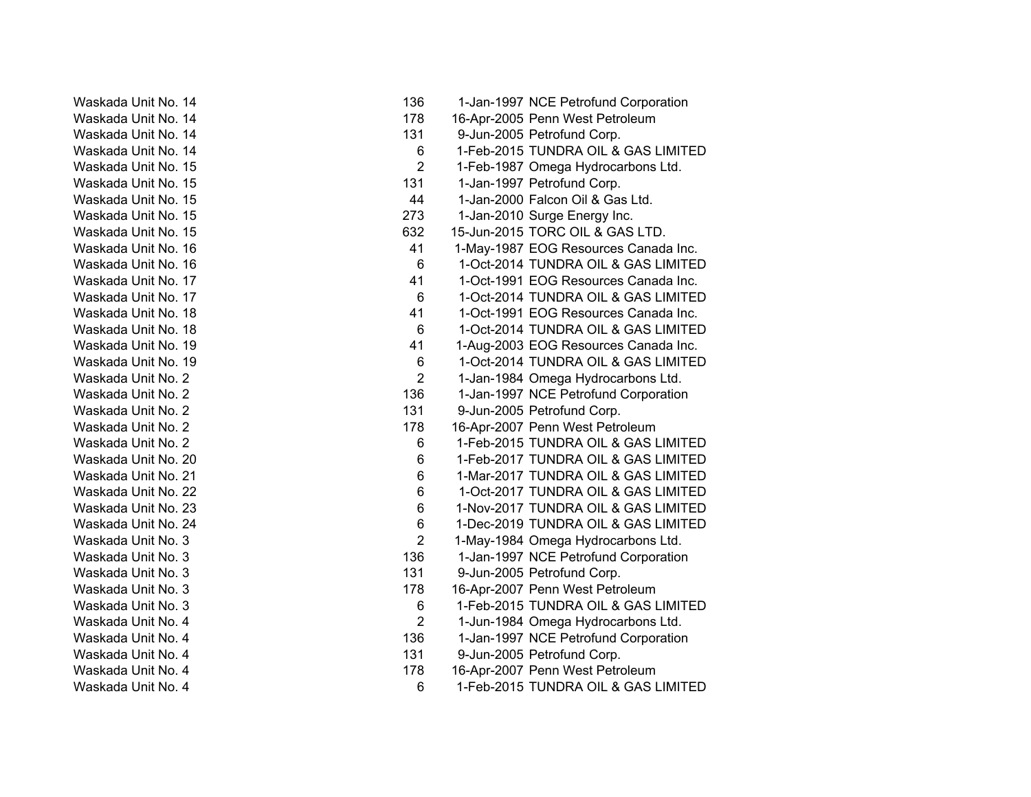| | | | |
|---|---|---|---|
| Waskada Unit No. 14 | 136 | 1-Jan-1997 | NCE Petrofund Corporation |
| Waskada Unit No. 14 | 178 | 16-Apr-2005 | Penn West Petroleum |
| Waskada Unit No. 14 | 131 | 9-Jun-2005 | Petrofund Corp. |
| Waskada Unit No. 14 | 6 | 1-Feb-2015 | TUNDRA OIL & GAS LIMITED |
| Waskada Unit No. 15 | 2 | 1-Feb-1987 | Omega Hydrocarbons Ltd. |
| Waskada Unit No. 15 | 131 | 1-Jan-1997 | Petrofund Corp. |
| Waskada Unit No. 15 | 44 | 1-Jan-2000 | Falcon Oil & Gas Ltd. |
| Waskada Unit No. 15 | 273 | 1-Jan-2010 | Surge Energy Inc. |
| Waskada Unit No. 15 | 632 | 15-Jun-2015 | TORC OIL & GAS LTD. |
| Waskada Unit No. 16 | 41 | 1-May-1987 | EOG Resources Canada Inc. |
| Waskada Unit No. 16 | 6 | 1-Oct-2014 | TUNDRA OIL & GAS LIMITED |
| Waskada Unit No. 17 | 41 | 1-Oct-1991 | EOG Resources Canada Inc. |
| Waskada Unit No. 17 | 6 | 1-Oct-2014 | TUNDRA OIL & GAS LIMITED |
| Waskada Unit No. 18 | 41 | 1-Oct-1991 | EOG Resources Canada Inc. |
| Waskada Unit No. 18 | 6 | 1-Oct-2014 | TUNDRA OIL & GAS LIMITED |
| Waskada Unit No. 19 | 41 | 1-Aug-2003 | EOG Resources Canada Inc. |
| Waskada Unit No. 19 | 6 | 1-Oct-2014 | TUNDRA OIL & GAS LIMITED |
| Waskada Unit No. 2 | 2 | 1-Jan-1984 | Omega Hydrocarbons Ltd. |
| Waskada Unit No. 2 | 136 | 1-Jan-1997 | NCE Petrofund Corporation |
| Waskada Unit No. 2 | 131 | 9-Jun-2005 | Petrofund Corp. |
| Waskada Unit No. 2 | 178 | 16-Apr-2007 | Penn West Petroleum |
| Waskada Unit No. 2 | 6 | 1-Feb-2015 | TUNDRA OIL & GAS LIMITED |
| Waskada Unit No. 20 | 6 | 1-Feb-2017 | TUNDRA OIL & GAS LIMITED |
| Waskada Unit No. 21 | 6 | 1-Mar-2017 | TUNDRA OIL & GAS LIMITED |
| Waskada Unit No. 22 | 6 | 1-Oct-2017 | TUNDRA OIL & GAS LIMITED |
| Waskada Unit No. 23 | 6 | 1-Nov-2017 | TUNDRA OIL & GAS LIMITED |
| Waskada Unit No. 24 | 6 | 1-Dec-2019 | TUNDRA OIL & GAS LIMITED |
| Waskada Unit No. 3 | 2 | 1-May-1984 | Omega Hydrocarbons Ltd. |
| Waskada Unit No. 3 | 136 | 1-Jan-1997 | NCE Petrofund Corporation |
| Waskada Unit No. 3 | 131 | 9-Jun-2005 | Petrofund Corp. |
| Waskada Unit No. 3 | 178 | 16-Apr-2007 | Penn West Petroleum |
| Waskada Unit No. 3 | 6 | 1-Feb-2015 | TUNDRA OIL & GAS LIMITED |
| Waskada Unit No. 4 | 2 | 1-Jun-1984 | Omega Hydrocarbons Ltd. |
| Waskada Unit No. 4 | 136 | 1-Jan-1997 | NCE Petrofund Corporation |
| Waskada Unit No. 4 | 131 | 9-Jun-2005 | Petrofund Corp. |
| Waskada Unit No. 4 | 178 | 16-Apr-2007 | Penn West Petroleum |
| Waskada Unit No. 4 | 6 | 1-Feb-2015 | TUNDRA OIL & GAS LIMITED |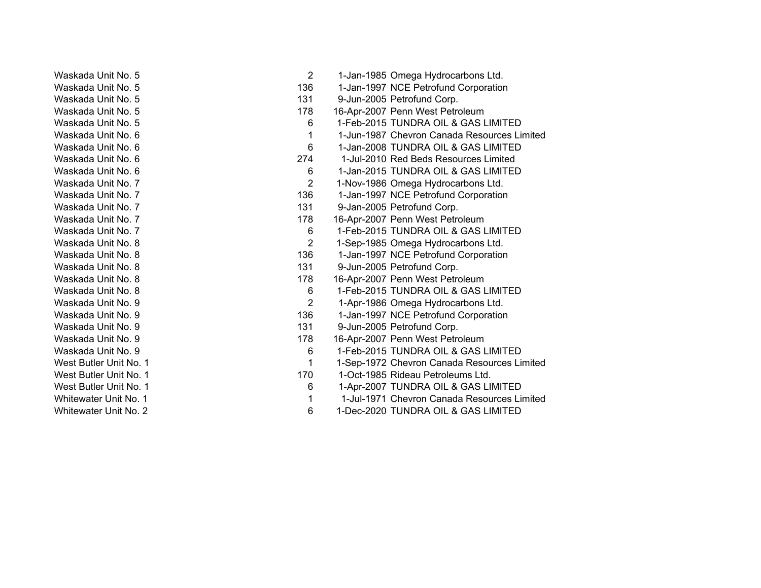| | | | |
|---|---|---|---|
| Waskada Unit No. 5 | 2 | 1-Jan-1985 | Omega Hydrocarbons Ltd. |
| Waskada Unit No. 5 | 136 | 1-Jan-1997 | NCE Petrofund Corporation |
| Waskada Unit No. 5 | 131 | 9-Jun-2005 | Petrofund Corp. |
| Waskada Unit No. 5 | 178 | 16-Apr-2007 | Penn West Petroleum |
| Waskada Unit No. 5 | 6 | 1-Feb-2015 | TUNDRA OIL & GAS LIMITED |
| Waskada Unit No. 6 | 1 | 1-Jun-1987 | Chevron Canada Resources Limited |
| Waskada Unit No. 6 | 6 | 1-Jan-2008 | TUNDRA OIL & GAS LIMITED |
| Waskada Unit No. 6 | 274 | 1-Jul-2010 | Red Beds Resources Limited |
| Waskada Unit No. 6 | 6 | 1-Jan-2015 | TUNDRA OIL & GAS LIMITED |
| Waskada Unit No. 7 | 2 | 1-Nov-1986 | Omega Hydrocarbons Ltd. |
| Waskada Unit No. 7 | 136 | 1-Jan-1997 | NCE Petrofund Corporation |
| Waskada Unit No. 7 | 131 | 9-Jan-2005 | Petrofund Corp. |
| Waskada Unit No. 7 | 178 | 16-Apr-2007 | Penn West Petroleum |
| Waskada Unit No. 7 | 6 | 1-Feb-2015 | TUNDRA OIL & GAS LIMITED |
| Waskada Unit No. 8 | 2 | 1-Sep-1985 | Omega Hydrocarbons Ltd. |
| Waskada Unit No. 8 | 136 | 1-Jan-1997 | NCE Petrofund Corporation |
| Waskada Unit No. 8 | 131 | 9-Jun-2005 | Petrofund Corp. |
| Waskada Unit No. 8 | 178 | 16-Apr-2007 | Penn West Petroleum |
| Waskada Unit No. 8 | 6 | 1-Feb-2015 | TUNDRA OIL & GAS LIMITED |
| Waskada Unit No. 9 | 2 | 1-Apr-1986 | Omega Hydrocarbons Ltd. |
| Waskada Unit No. 9 | 136 | 1-Jan-1997 | NCE Petrofund Corporation |
| Waskada Unit No. 9 | 131 | 9-Jun-2005 | Petrofund Corp. |
| Waskada Unit No. 9 | 178 | 16-Apr-2007 | Penn West Petroleum |
| Waskada Unit No. 9 | 6 | 1-Feb-2015 | TUNDRA OIL & GAS LIMITED |
| West Butler Unit No. 1 | 1 | 1-Sep-1972 | Chevron Canada Resources Limited |
| West Butler Unit No. 1 | 170 | 1-Oct-1985 | Rideau Petroleums Ltd. |
| West Butler Unit No. 1 | 6 | 1-Apr-2007 | TUNDRA OIL & GAS LIMITED |
| Whitewater Unit No. 1 | 1 | 1-Jul-1971 | Chevron Canada Resources Limited |
| Whitewater Unit No. 2 | 6 | 1-Dec-2020 | TUNDRA OIL & GAS LIMITED |